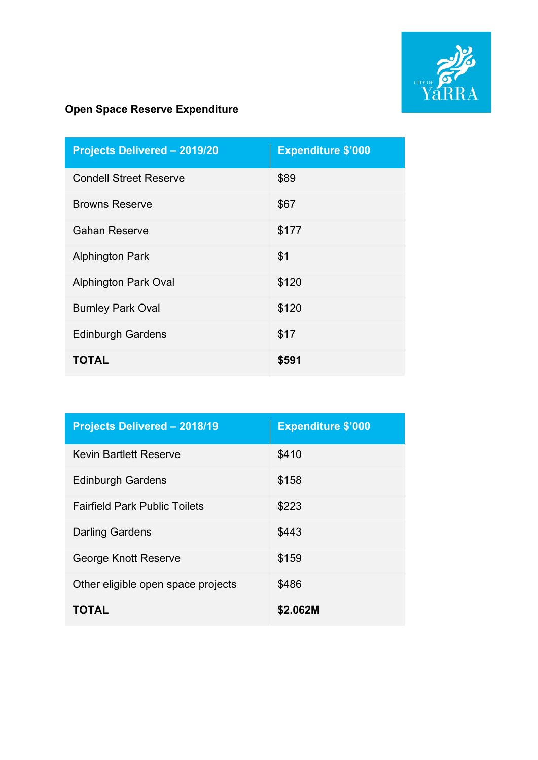**Open Space Reserve Expenditure**

| Projects Delivered – 2019/20 | Expenditure $'000 |
| --- | --- |
| Condell Street Reserve | $89 |
| Browns Reserve | $67 |
| Gahan Reserve | $177 |
| Alphington Park | $1 |
| Alphington Park Oval | $120 |
| Burnley Park Oval | $120 |
| Edinburgh Gardens | $17 |
| **TOTAL** | **$591** |

| Projects Delivered – 2018/19 | Expenditure $'000 |
| --- | --- |
| Kevin Bartlett Reserve | $410 |
| Edinburgh Gardens | $158 |
| Fairfield Park Public Toilets | $223 |
| Darling Gardens | $443 |
| George Knott Reserve | $159 |
| Other eligible open space projects | $486 |
| **TOTAL** | **$2.062M** |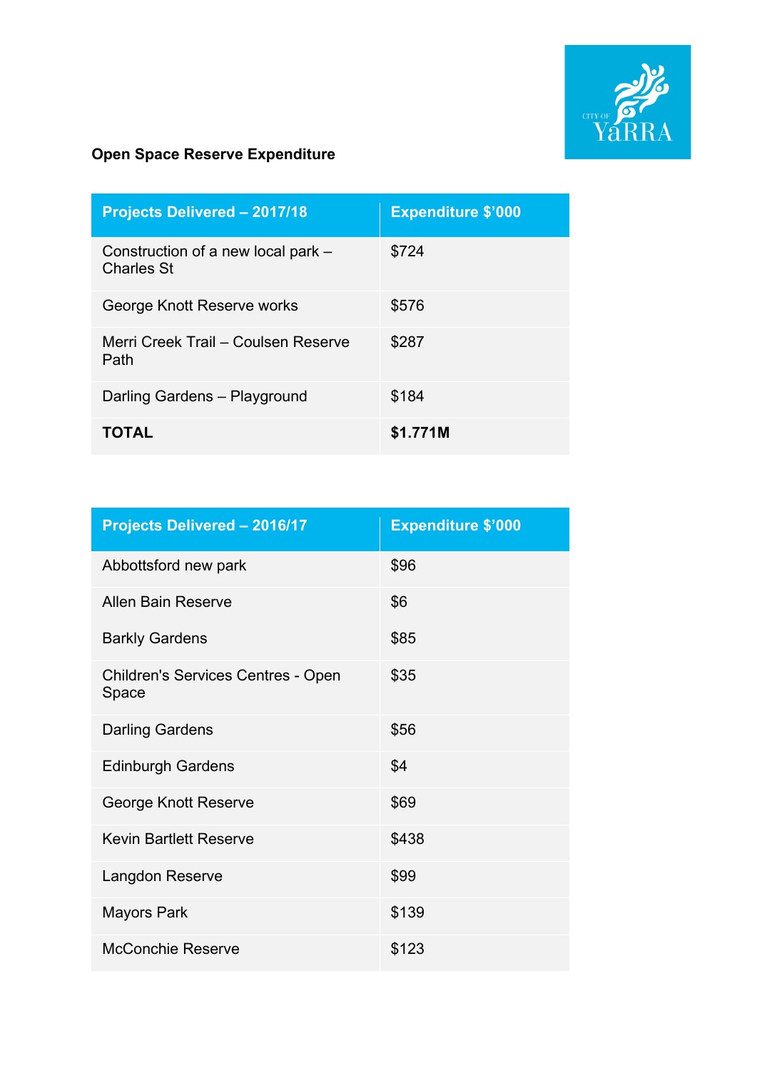**Open Space Reserve Expenditure**

| Projects Delivered – 2017/18 | Expenditure $'000 |
|---|---|
| Construction of a new local park – Charles St | $724 |
| George Knott Reserve works | $576 |
| Merri Creek Trail – Coulsen Reserve Path | $287 |
| Darling Gardens – Playground | $184 |
| **TOTAL** | **$1.771M** |

| Projects Delivered – 2016/17 | Expenditure $'000 |
|---|---|
| Abbottsford new park | $96 |
| Allen Bain Reserve | $6 |
| Barkly Gardens | $85 |
| Children's Services Centres - Open Space | $35 |
| Darling Gardens | $56 |
| Edinburgh Gardens | $4 |
| George Knott Reserve | $69 |
| Kevin Bartlett Reserve | $438 |
| Langdon Reserve | $99 |
| Mayors Park | $139 |
| McConchie Reserve | $123 |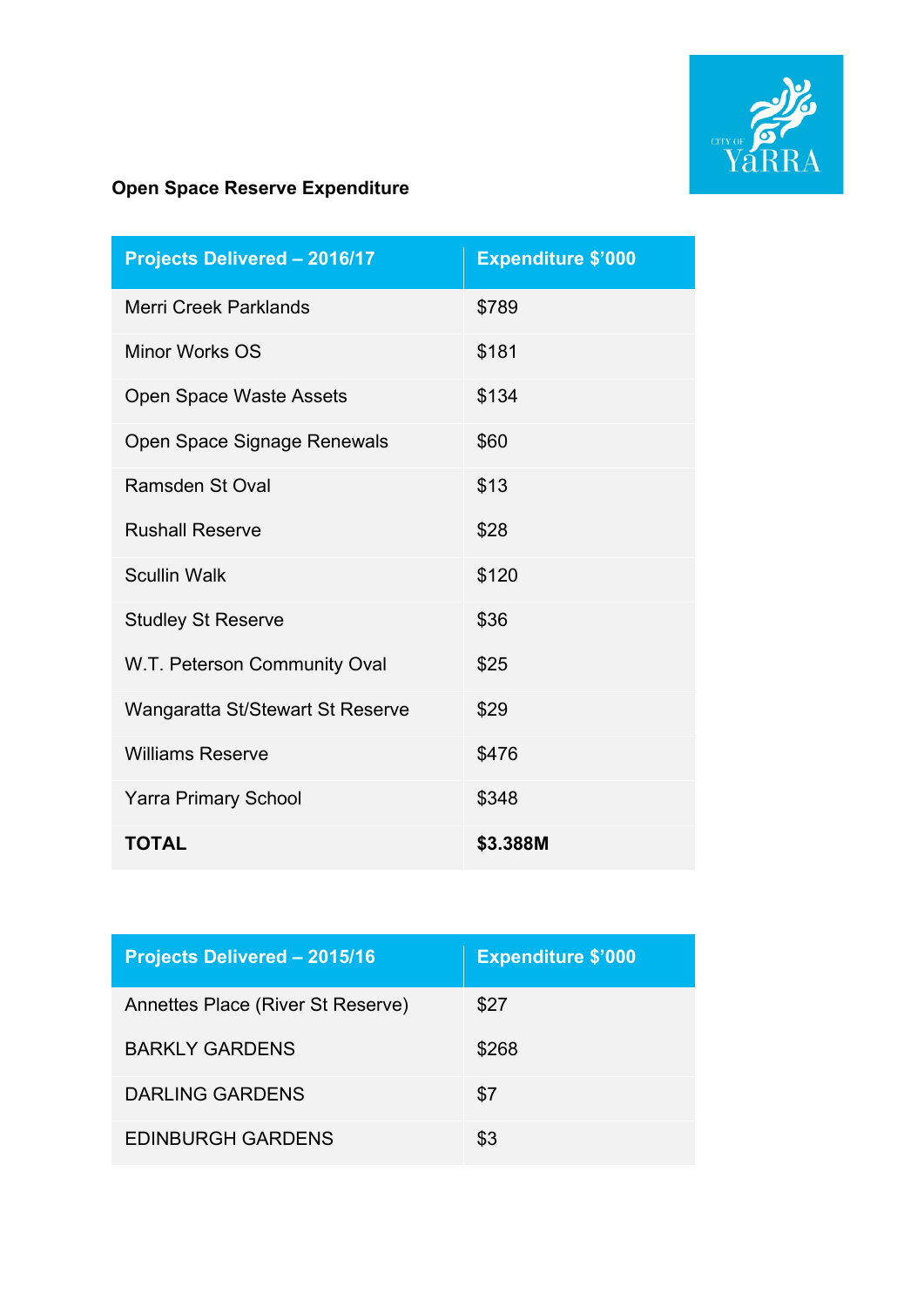**Open Space Reserve Expenditure**

| Projects Delivered – 2016/17 | Expenditure $'000 |
|---|---|
| Merri Creek Parklands | $789 |
| Minor Works OS | $181 |
| Open Space Waste Assets | $134 |
| Open Space Signage Renewals | $60 |
| Ramsden St Oval | $13 |
| Rushall Reserve | $28 |
| Scullin Walk | $120 |
| Studley St Reserve | $36 |
| W.T. Peterson Community Oval | $25 |
| Wangaratta St/Stewart St Reserve | $29 |
| Williams Reserve | $476 |
| Yarra Primary School | $348 |
| **TOTAL** | **$3.388M** |

| Projects Delivered – 2015/16 | Expenditure $'000 |
|---|---|
| Annettes Place (River St Reserve) | $27 |
| BARKLY GARDENS | $268 |
| DARLING GARDENS | $7 |
| EDINBURGH GARDENS | $3 |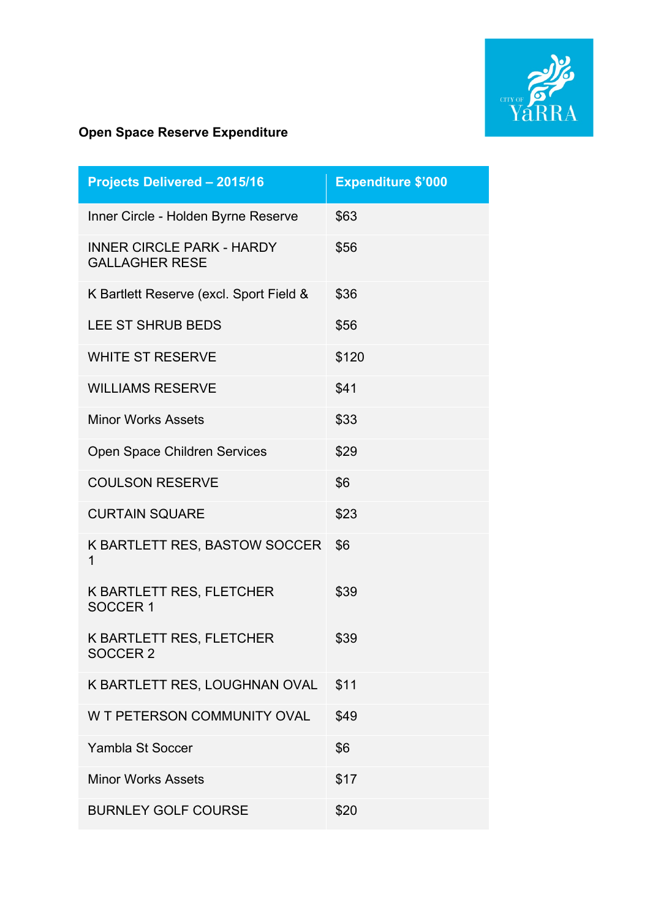**Open Space Reserve Expenditure**

| Projects Delivered – 2015/16 | Expenditure $'000 |
|---|---|
| Inner Circle - Holden Byrne Reserve | $63 |
| INNER CIRCLE PARK - HARDY GALLAGHER RESE | $56 |
| K Bartlett Reserve (excl. Sport Field & | $36 |
| LEE ST SHRUB BEDS | $56 |
| WHITE ST RESERVE | $120 |
| WILLIAMS RESERVE | $41 |
| Minor Works Assets | $33 |
| Open Space Children Services | $29 |
| COULSON RESERVE | $6 |
| CURTAIN SQUARE | $23 |
| K BARTLETT RES, BASTOW SOCCER 1 | $6 |
| K BARTLETT RES, FLETCHER SOCCER 1 | $39 |
| K BARTLETT RES, FLETCHER SOCCER 2 | $39 |
| K BARTLETT RES, LOUGHNAN OVAL | $11 |
| W T PETERSON COMMUNITY OVAL | $49 |
| Yambla St Soccer | $6 |
| Minor Works Assets | $17 |
| BURNLEY GOLF COURSE | $20 |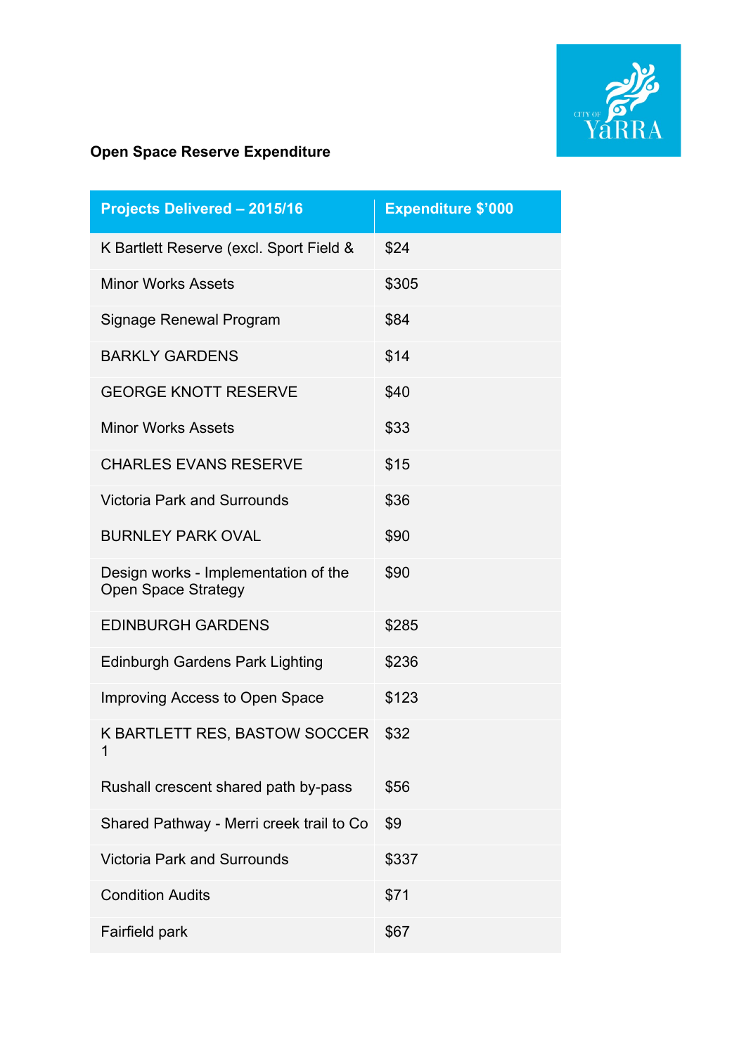**Open Space Reserve Expenditure**

| Projects Delivered – 2015/16 | Expenditure $'000 |
|---|---|
| K Bartlett Reserve (excl. Sport Field & | $24 |
| Minor Works Assets | $305 |
| Signage Renewal Program | $84 |
| BARKLY GARDENS | $14 |
| GEORGE KNOTT RESERVE | $40 |
| Minor Works Assets | $33 |
| CHARLES EVANS RESERVE | $15 |
| Victoria Park and Surrounds | $36 |
| BURNLEY PARK OVAL | $90 |
| Design works - Implementation of the Open Space Strategy | $90 |
| EDINBURGH GARDENS | $285 |
| Edinburgh Gardens Park Lighting | $236 |
| Improving Access to Open Space | $123 |
| K BARTLETT RES, BASTOW SOCCER 1 | $32 |
| Rushall crescent shared path by-pass | $56 |
| Shared Pathway - Merri creek trail to Co | $9 |
| Victoria Park and Surrounds | $337 |
| Condition Audits | $71 |
| Fairfield park | $67 |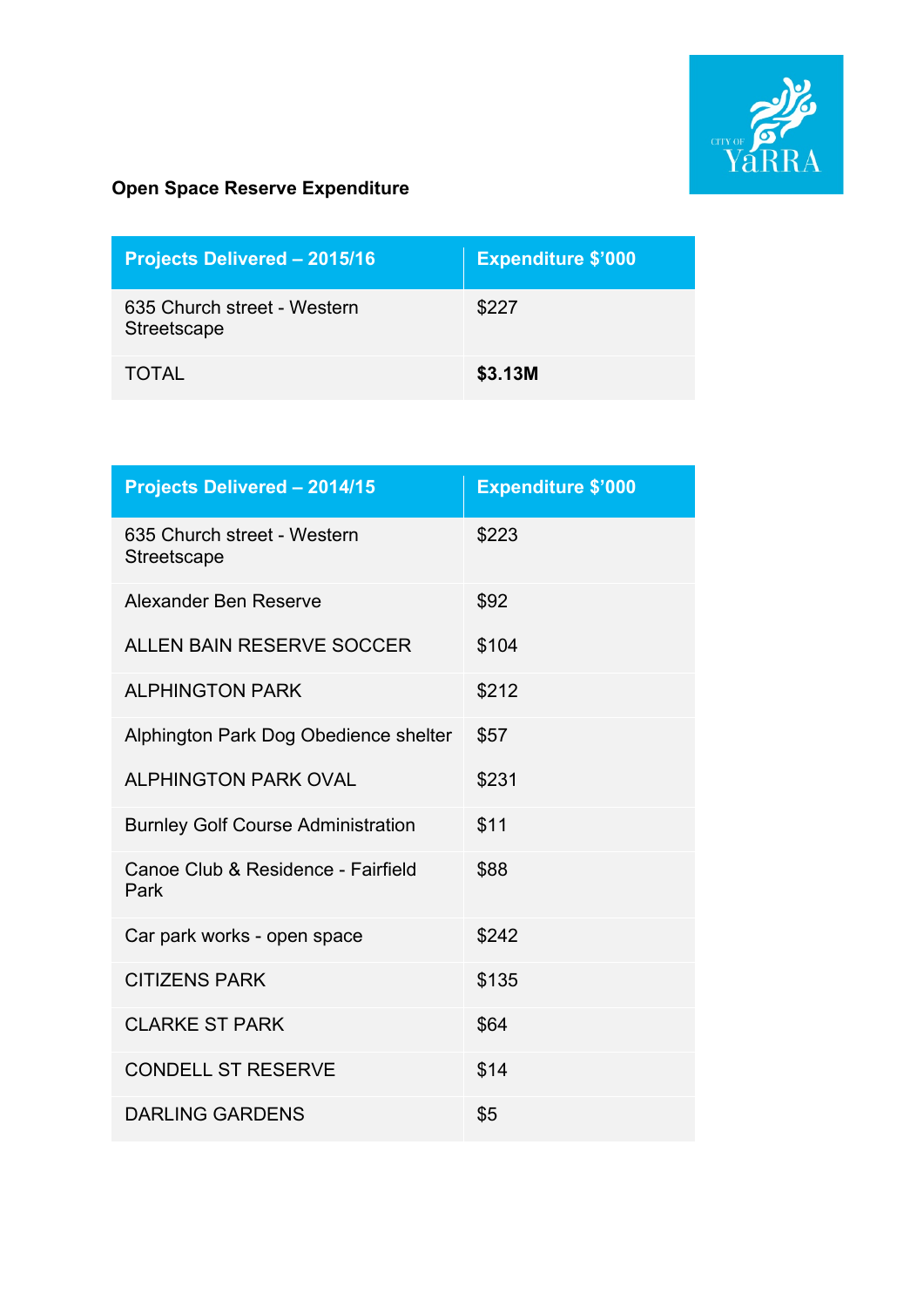**Open Space Reserve Expenditure**

| Projects Delivered – 2015/16 | Expenditure $'000 |
|---|---|
| 635 Church street - Western Streetscape | $227 |
| TOTAL | **$3.13M** |

| Projects Delivered – 2014/15 | Expenditure $'000 |
|---|---|
| 635 Church street - Western Streetscape | $223 |
| Alexander Ben Reserve | $92 |
| ALLEN BAIN RESERVE SOCCER | $104 |
| ALPHINGTON PARK | $212 |
| Alphington Park Dog Obedience shelter | $57 |
| ALPHINGTON PARK OVAL | $231 |
| Burnley Golf Course Administration | $11 |
| Canoe Club & Residence - Fairfield Park | $88 |
| Car park works - open space | $242 |
| CITIZENS PARK | $135 |
| CLARKE ST PARK | $64 |
| CONDELL ST RESERVE | $14 |
| DARLING GARDENS | $5 |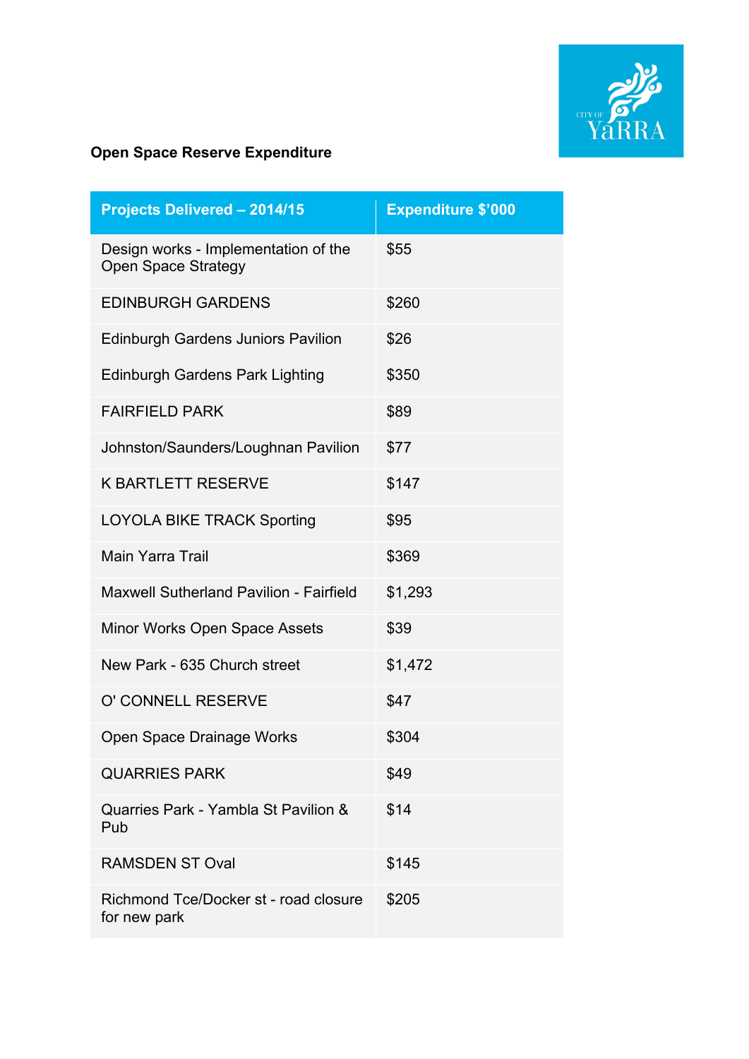**Open Space Reserve Expenditure**

| Projects Delivered – 2014/15 | Expenditure $'000 |
| --- | --- |
| Design works - Implementation of the Open Space Strategy | $55 |
| EDINBURGH GARDENS | $260 |
| Edinburgh Gardens Juniors Pavilion | $26 |
| Edinburgh Gardens Park Lighting | $350 |
| FAIRFIELD PARK | $89 |
| Johnston/Saunders/Loughnan Pavilion | $77 |
| K BARTLETT RESERVE | $147 |
| LOYOLA BIKE TRACK Sporting | $95 |
| Main Yarra Trail | $369 |
| Maxwell Sutherland Pavilion - Fairfield | $1,293 |
| Minor Works Open Space Assets | $39 |
| New Park - 635 Church street | $1,472 |
| O' CONNELL RESERVE | $47 |
| Open Space Drainage Works | $304 |
| QUARRIES PARK | $49 |
| Quarries Park - Yambla St Pavilion & Pub | $14 |
| RAMSDEN ST Oval | $145 |
| Richmond Tce/Docker st - road closure for new park | $205 |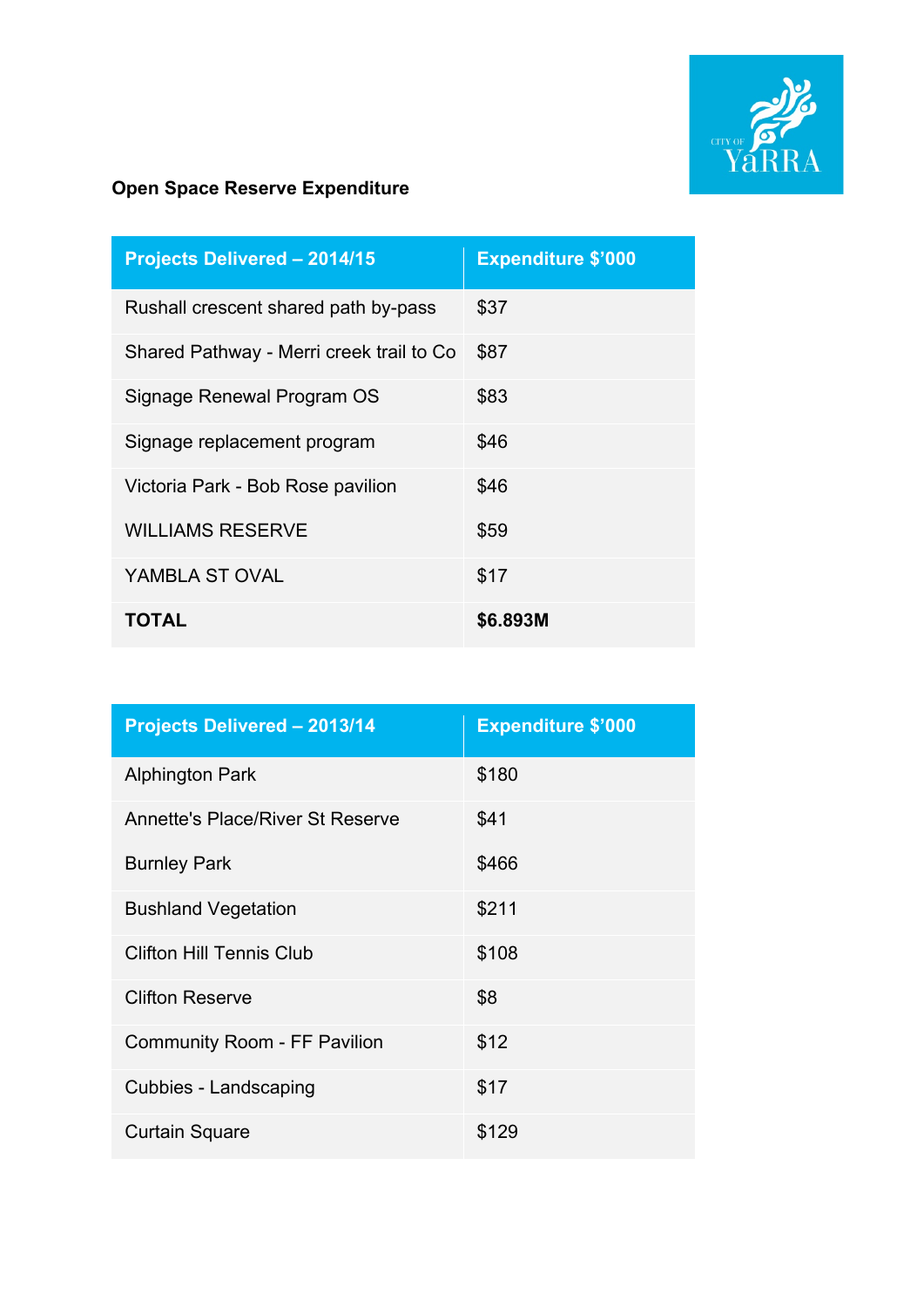**Open Space Reserve Expenditure**

| Projects Delivered – 2014/15 | Expenditure $'000 |
|---|---|
| Rushall crescent shared path by-pass | $37 |
| Shared Pathway - Merri creek trail to Co | $87 |
| Signage Renewal Program OS | $83 |
| Signage replacement program | $46 |
| Victoria Park - Bob Rose pavilion | $46 |
| WILLIAMS RESERVE | $59 |
| YAMBLA ST OVAL | $17 |
| **TOTAL** | **$6.893M** |

| Projects Delivered – 2013/14 | Expenditure $'000 |
|---|---|
| Alphington Park | $180 |
| Annette's Place/River St Reserve | $41 |
| Burnley Park | $466 |
| Bushland Vegetation | $211 |
| Clifton Hill Tennis Club | $108 |
| Clifton Reserve | $8 |
| Community Room - FF Pavilion | $12 |
| Cubbies - Landscaping | $17 |
| Curtain Square | $129 |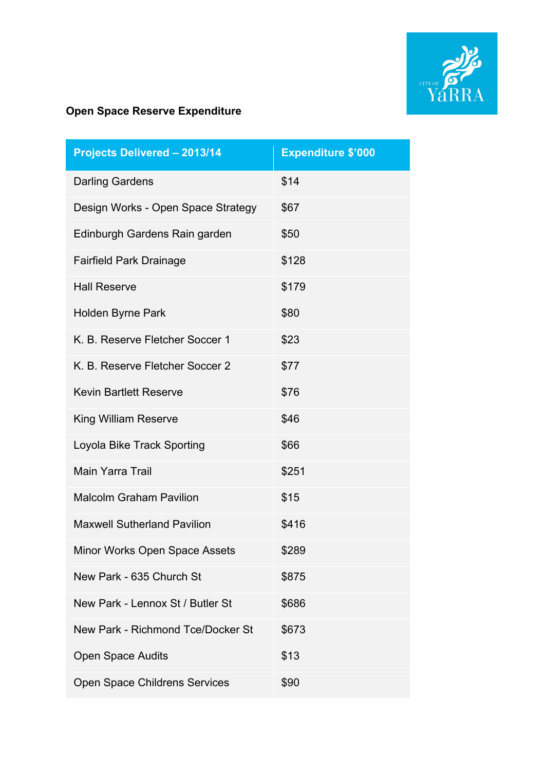**Open Space Reserve Expenditure**

| Projects Delivered – 2013/14 | Expenditure $'000 |
| --- | --- |
| Darling Gardens | $14 |
| Design Works - Open Space Strategy | $67 |
| Edinburgh Gardens Rain garden | $50 |
| Fairfield Park Drainage | $128 |
| Hall Reserve | $179 |
| Holden Byrne Park | $80 |
| K. B. Reserve Fletcher Soccer 1 | $23 |
| K. B. Reserve Fletcher Soccer 2 | $77 |
| Kevin Bartlett Reserve | $76 |
| King William Reserve | $46 |
| Loyola Bike Track Sporting | $66 |
| Main Yarra Trail | $251 |
| Malcolm Graham Pavilion | $15 |
| Maxwell Sutherland Pavilion | $416 |
| Minor Works Open Space Assets | $289 |
| New Park - 635 Church St | $875 |
| New Park - Lennox St / Butler St | $686 |
| New Park - Richmond Tce/Docker St | $673 |
| Open Space Audits | $13 |
| Open Space Childrens Services | $90 |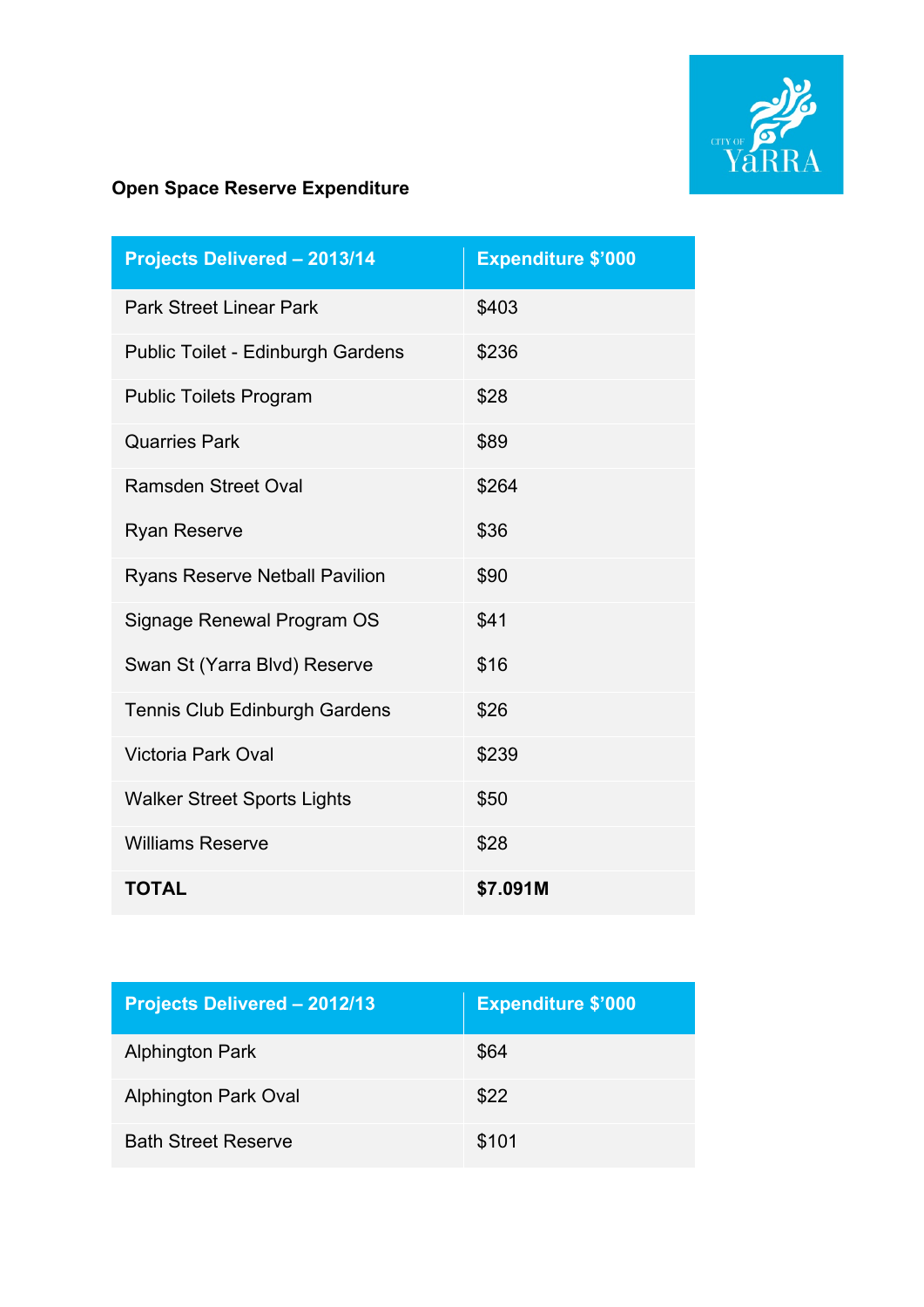**Open Space Reserve Expenditure**

| Projects Delivered – 2013/14 | Expenditure $'000 |
|---|---|
| Park Street Linear Park | $403 |
| Public Toilet - Edinburgh Gardens | $236 |
| Public Toilets Program | $28 |
| Quarries Park | $89 |
| Ramsden Street Oval | $264 |
| Ryan Reserve | $36 |
| Ryans Reserve Netball Pavilion | $90 |
| Signage Renewal Program OS | $41 |
| Swan St (Yarra Blvd) Reserve | $16 |
| Tennis Club Edinburgh Gardens | $26 |
| Victoria Park Oval | $239 |
| Walker Street Sports Lights | $50 |
| Williams Reserve | $28 |
| **TOTAL** | **$7.091M** |

| Projects Delivered – 2012/13 | Expenditure $'000 |
|---|---|
| Alphington Park | $64 |
| Alphington Park Oval | $22 |
| Bath Street Reserve | $101 |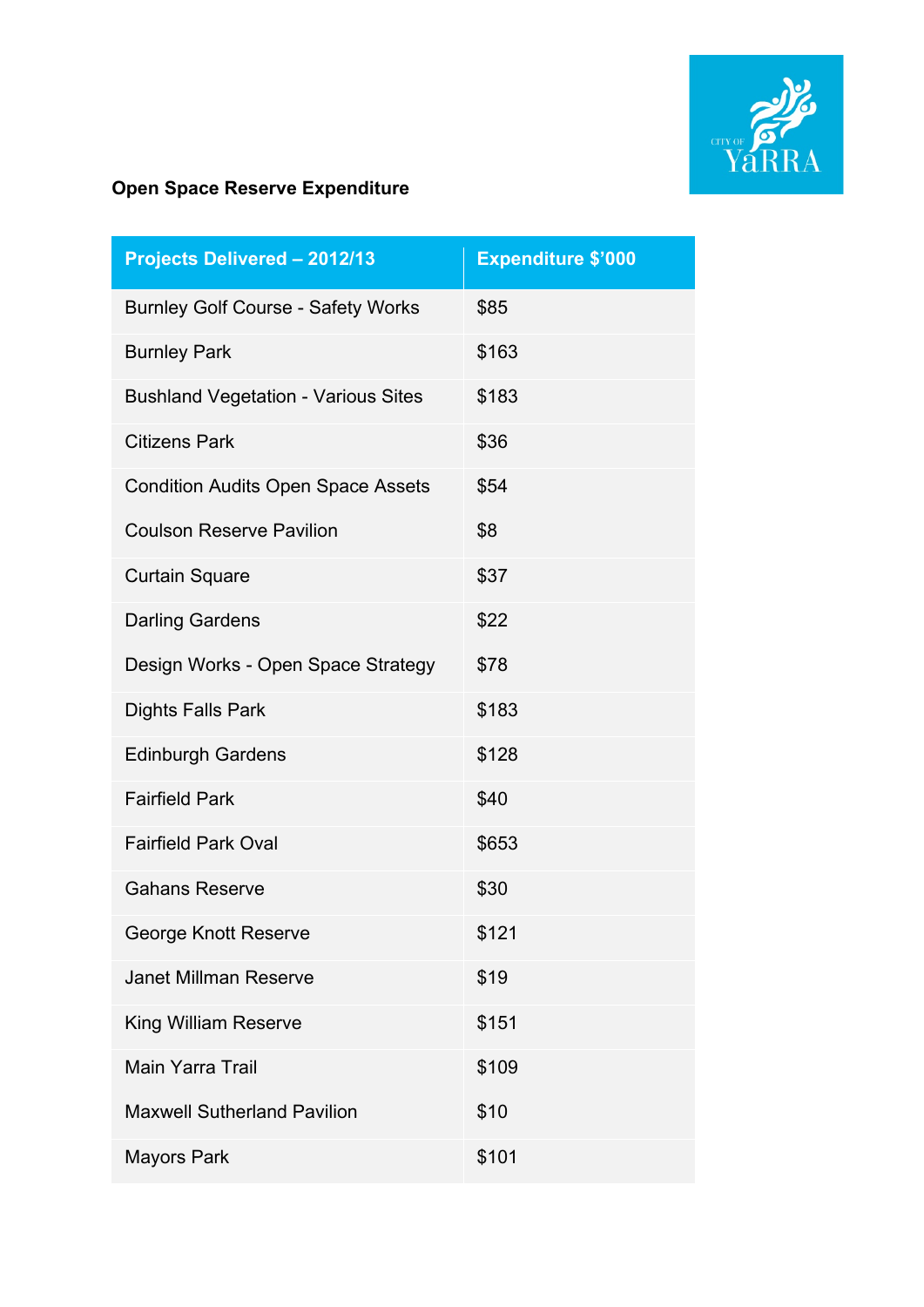**Open Space Reserve Expenditure**

| Projects Delivered – 2012/13 | Expenditure $'000 |
| --- | --- |
| Burnley Golf Course - Safety Works | $85 |
| Burnley Park | $163 |
| Bushland Vegetation - Various Sites | $183 |
| Citizens Park | $36 |
| Condition Audits Open Space Assets | $54 |
| Coulson Reserve Pavilion | $8 |
| Curtain Square | $37 |
| Darling Gardens | $22 |
| Design Works - Open Space Strategy | $78 |
| Dights Falls Park | $183 |
| Edinburgh Gardens | $128 |
| Fairfield Park | $40 |
| Fairfield Park Oval | $653 |
| Gahans Reserve | $30 |
| George Knott Reserve | $121 |
| Janet Millman Reserve | $19 |
| King William Reserve | $151 |
| Main Yarra Trail | $109 |
| Maxwell Sutherland Pavilion | $10 |
| Mayors Park | $101 |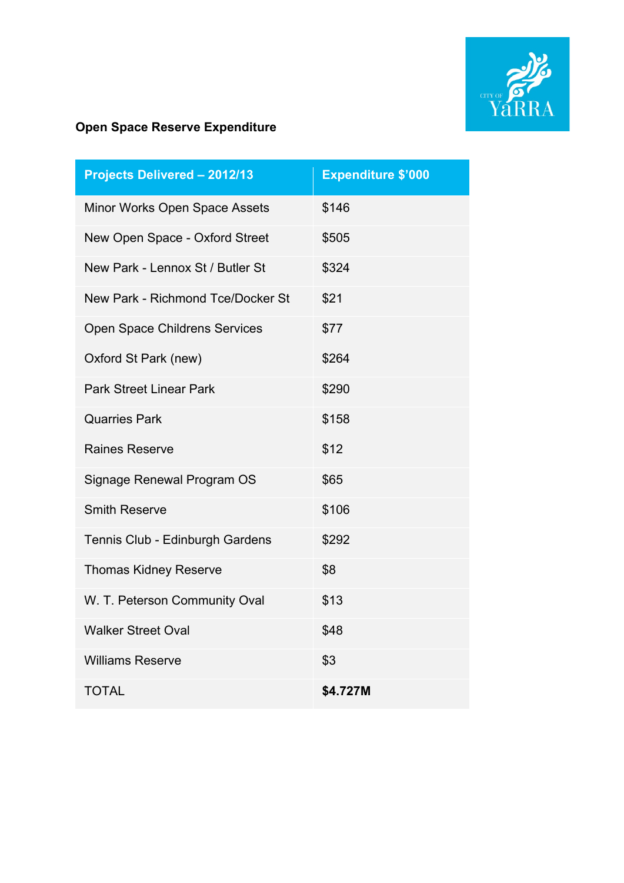**Open Space Reserve Expenditure**

| Projects Delivered – 2012/13 | Expenditure $'000 |
|---|---|
| Minor Works Open Space Assets | $146 |
| New Open Space - Oxford Street | $505 |
| New Park - Lennox St / Butler St | $324 |
| New Park - Richmond Tce/Docker St | $21 |
| Open Space Childrens Services | $77 |
| Oxford St Park (new) | $264 |
| Park Street Linear Park | $290 |
| Quarries Park | $158 |
| Raines Reserve | $12 |
| Signage Renewal Program OS | $65 |
| Smith Reserve | $106 |
| Tennis Club - Edinburgh Gardens | $292 |
| Thomas Kidney Reserve | $8 |
| W. T. Peterson Community Oval | $13 |
| Walker Street Oval | $48 |
| Williams Reserve | $3 |
| TOTAL | **$4.727M** |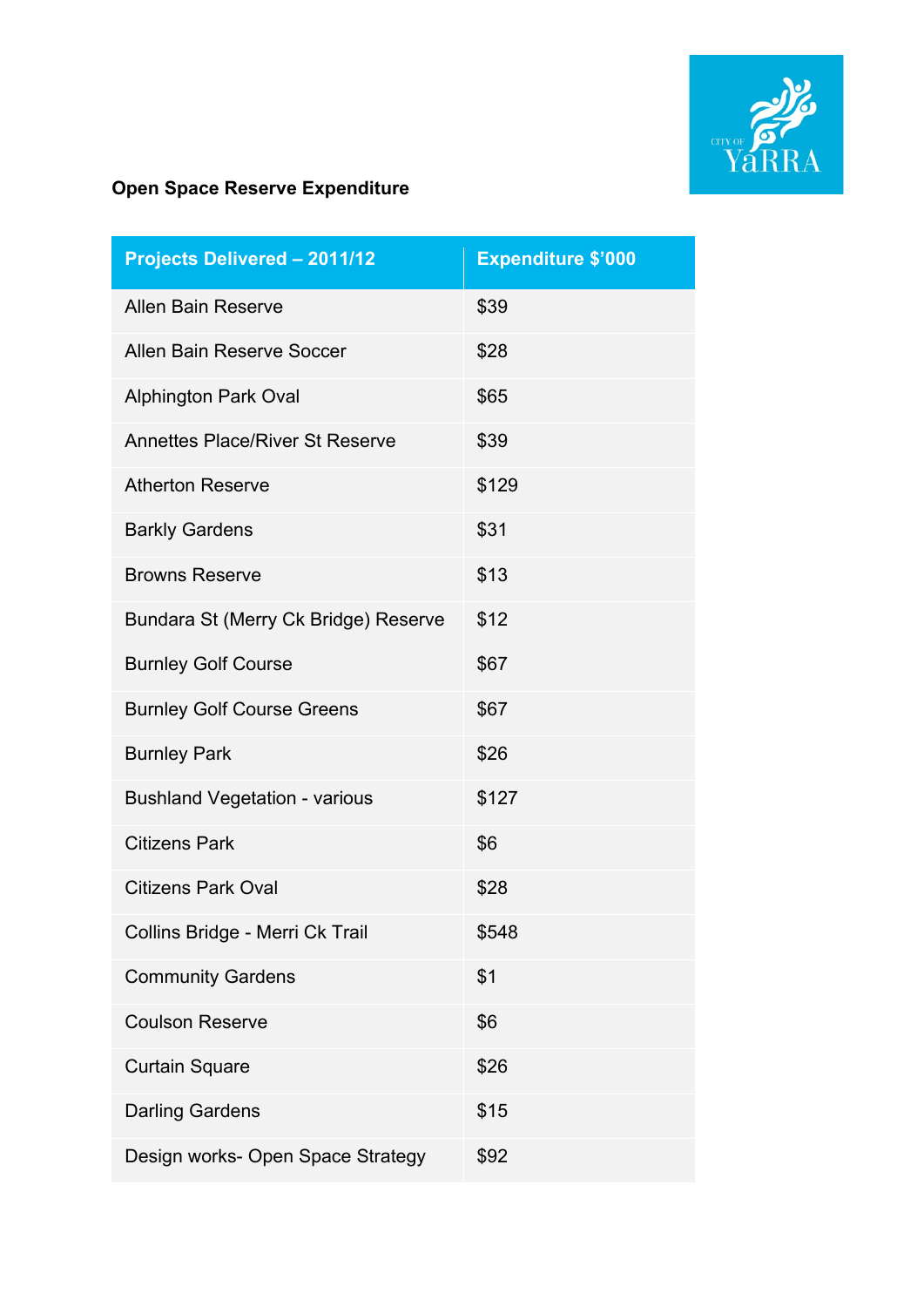**Open Space Reserve Expenditure**

| Projects Delivered – 2011/12 | Expenditure $'000 |
| --- | --- |
| Allen Bain Reserve | $39 |
| Allen Bain Reserve Soccer | $28 |
| Alphington Park Oval | $65 |
| Annettes Place/River St Reserve | $39 |
| Atherton Reserve | $129 |
| Barkly Gardens | $31 |
| Browns Reserve | $13 |
| Bundara St (Merry Ck Bridge) Reserve | $12 |
| Burnley Golf Course | $67 |
| Burnley Golf Course Greens | $67 |
| Burnley Park | $26 |
| Bushland Vegetation - various | $127 |
| Citizens Park | $6 |
| Citizens Park Oval | $28 |
| Collins Bridge - Merri Ck Trail | $548 |
| Community Gardens | $1 |
| Coulson Reserve | $6 |
| Curtain Square | $26 |
| Darling Gardens | $15 |
| Design works- Open Space Strategy | $92 |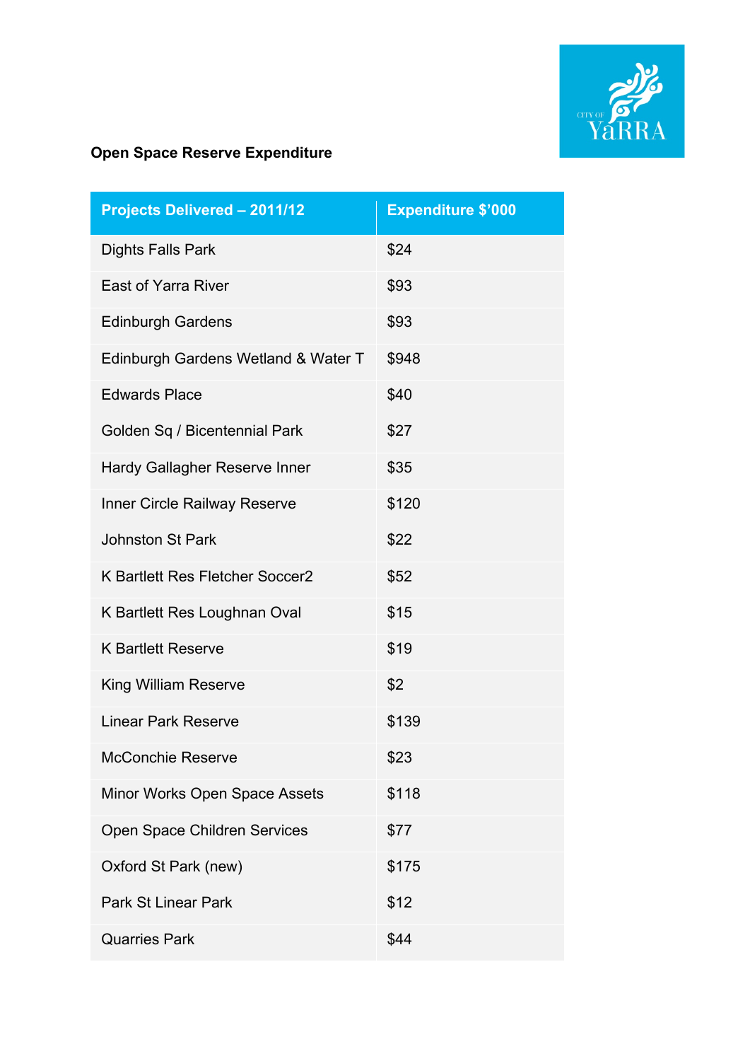**Open Space Reserve Expenditure**

| Projects Delivered – 2011/12 | Expenditure $'000 |
|---|---|
| Dights Falls Park | $24 |
| East of Yarra River | $93 |
| Edinburgh Gardens | $93 |
| Edinburgh Gardens Wetland & Water T | $948 |
| Edwards Place | $40 |
| Golden Sq / Bicentennial Park | $27 |
| Hardy Gallagher Reserve Inner | $35 |
| Inner Circle Railway Reserve | $120 |
| Johnston St Park | $22 |
| K Bartlett Res Fletcher Soccer2 | $52 |
| K Bartlett Res Loughnan Oval | $15 |
| K Bartlett Reserve | $19 |
| King William Reserve | $2 |
| Linear Park Reserve | $139 |
| McConchie Reserve | $23 |
| Minor Works Open Space Assets | $118 |
| Open Space Children Services | $77 |
| Oxford St Park (new) | $175 |
| Park St Linear Park | $12 |
| Quarries Park | $44 |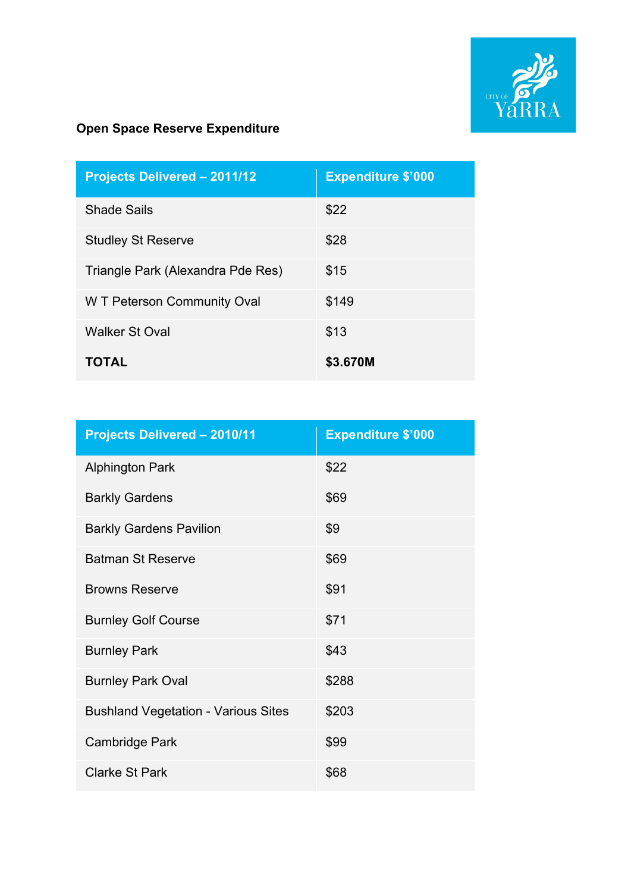**Open Space Reserve Expenditure**

| Projects Delivered – 2011/12 | Expenditure $'000 |
|---|---|
| Shade Sails | $22 |
| Studley St Reserve | $28 |
| Triangle Park (Alexandra Pde Res) | $15 |
| W T Peterson Community Oval | $149 |
| Walker St Oval | $13 |
| **TOTAL** | **$3.670M** |

| Projects Delivered – 2010/11 | Expenditure $'000 |
|---|---|
| Alphington Park | $22 |
| Barkly Gardens | $69 |
| Barkly Gardens Pavilion | $9 |
| Batman St Reserve | $69 |
| Browns Reserve | $91 |
| Burnley Golf Course | $71 |
| Burnley Park | $43 |
| Burnley Park Oval | $288 |
| Bushland Vegetation - Various Sites | $203 |
| Cambridge Park | $99 |
| Clarke St Park | $68 |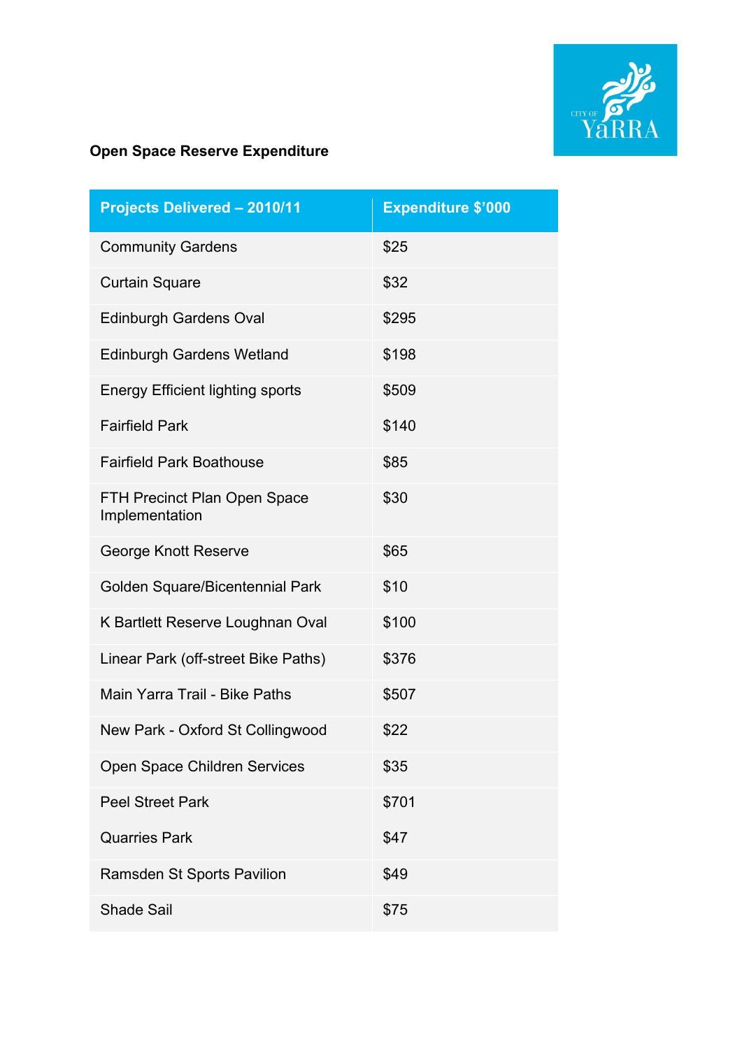**Open Space Reserve Expenditure**

| Projects Delivered – 2010/11 | Expenditure $’000 |
| --- | --- |
| Community Gardens | $25 |
| Curtain Square | $32 |
| Edinburgh Gardens Oval | $295 |
| Edinburgh Gardens Wetland | $198 |
| Energy Efficient lighting sports | $509 |
| Fairfield Park | $140 |
| Fairfield Park Boathouse | $85 |
| FTH Precinct Plan Open Space Implementation | $30 |
| George Knott Reserve | $65 |
| Golden Square/Bicentennial Park | $10 |
| K Bartlett Reserve Loughnan Oval | $100 |
| Linear Park (off-street Bike Paths) | $376 |
| Main Yarra Trail - Bike Paths | $507 |
| New Park - Oxford St Collingwood | $22 |
| Open Space Children Services | $35 |
| Peel Street Park | $701 |
| Quarries Park | $47 |
| Ramsden St Sports Pavilion | $49 |
| Shade Sail | $75 |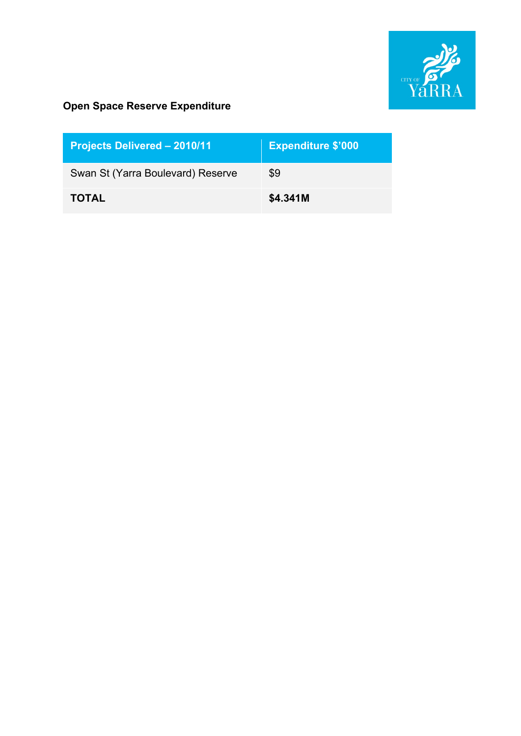**Open Space Reserve Expenditure**

| Projects Delivered – 2010/11 | Expenditure $'000 |
|---|---|
| Swan St (Yarra Boulevard) Reserve | $9 |
| **TOTAL** | **$4.341M** |